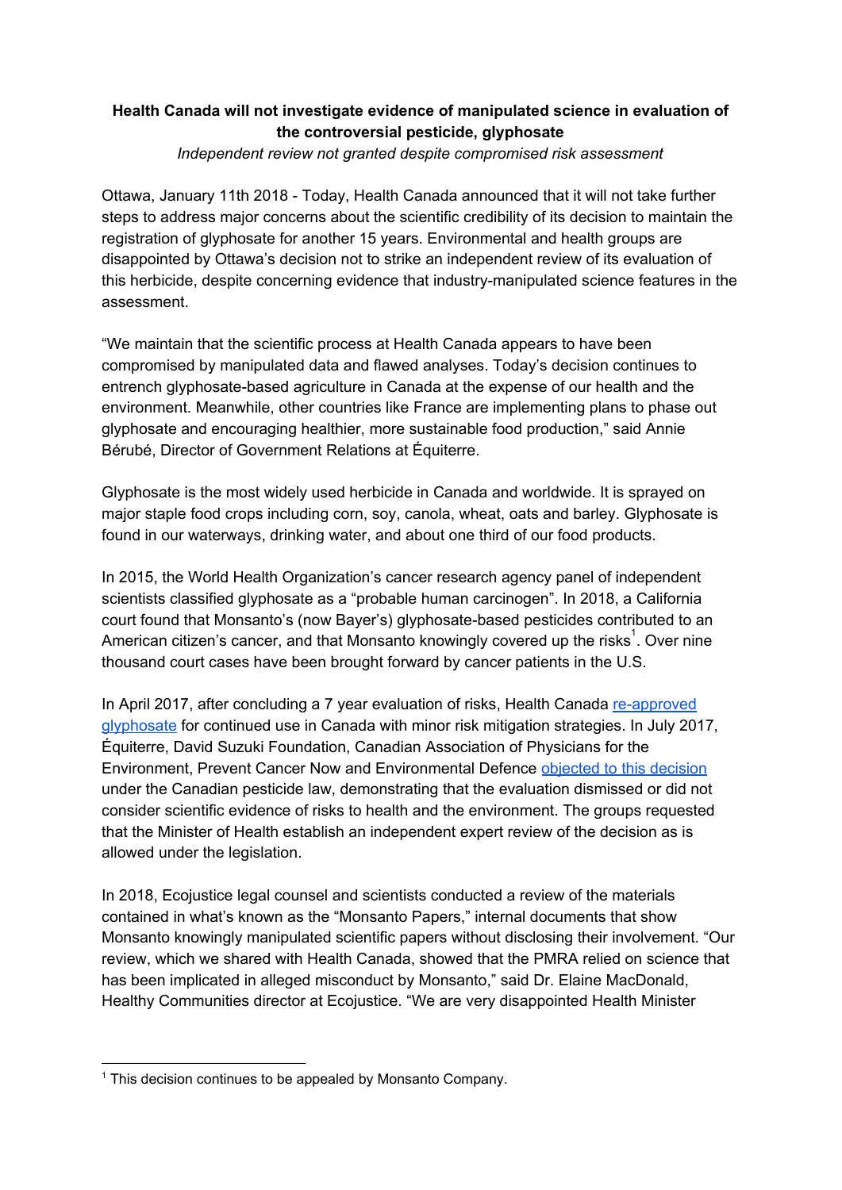**Health Canada will not investigate evidence of manipulated science in evaluation of the controversial pesticide, glyphosate**

*Independent review not granted despite compromised risk assessment*

Ottawa, January 11th 2018 - Today, Health Canada announced that it will not take further steps to address major concerns about the scientific credibility of its decision to maintain the registration of glyphosate for another 15 years. Environmental and health groups are disappointed by Ottawa's decision not to strike an independent review of its evaluation of this herbicide, despite concerning evidence that industry-manipulated science features in the assessment.

"We maintain that the scientific process at Health Canada appears to have been compromised by manipulated data and flawed analyses. Today's decision continues to entrench glyphosate-based agriculture in Canada at the expense of our health and the environment. Meanwhile, other countries like France are implementing plans to phase out glyphosate and encouraging healthier, more sustainable food production," said Annie Bérubé, Director of Government Relations at Équiterre.

Glyphosate is the most widely used herbicide in Canada and worldwide. It is sprayed on major staple food crops including corn, soy, canola, wheat, oats and barley. Glyphosate is found in our waterways, drinking water, and about one third of our food products.

In 2015, the World Health Organization's cancer research agency panel of independent scientists classified glyphosate as a "probable human carcinogen". In 2018, a California court found that Monsanto's (now Bayer's) glyphosate-based pesticides contributed to an American citizen's cancer, and that Monsanto knowingly covered up the risks[1]. Over nine thousand court cases have been brought forward by cancer patients in the U.S.

In April 2017, after concluding a 7 year evaluation of risks, Health Canada re-approved glyphosate for continued use in Canada with minor risk mitigation strategies. In July 2017, Équiterre, David Suzuki Foundation, Canadian Association of Physicians for the Environment, Prevent Cancer Now and Environmental Defence objected to this decision under the Canadian pesticide law, demonstrating that the evaluation dismissed or did not consider scientific evidence of risks to health and the environment. The groups requested that the Minister of Health establish an independent expert review of the decision as is allowed under the legislation.

In 2018, Ecojustice legal counsel and scientists conducted a review of the materials contained in what's known as the "Monsanto Papers," internal documents that show Monsanto knowingly manipulated scientific papers without disclosing their involvement. "Our review, which we shared with Health Canada, showed that the PMRA relied on science that has been implicated in alleged misconduct by Monsanto," said Dr. Elaine MacDonald, Healthy Communities director at Ecojustice. "We are very disappointed Health Minister

[1] This decision continues to be appealed by Monsanto Company.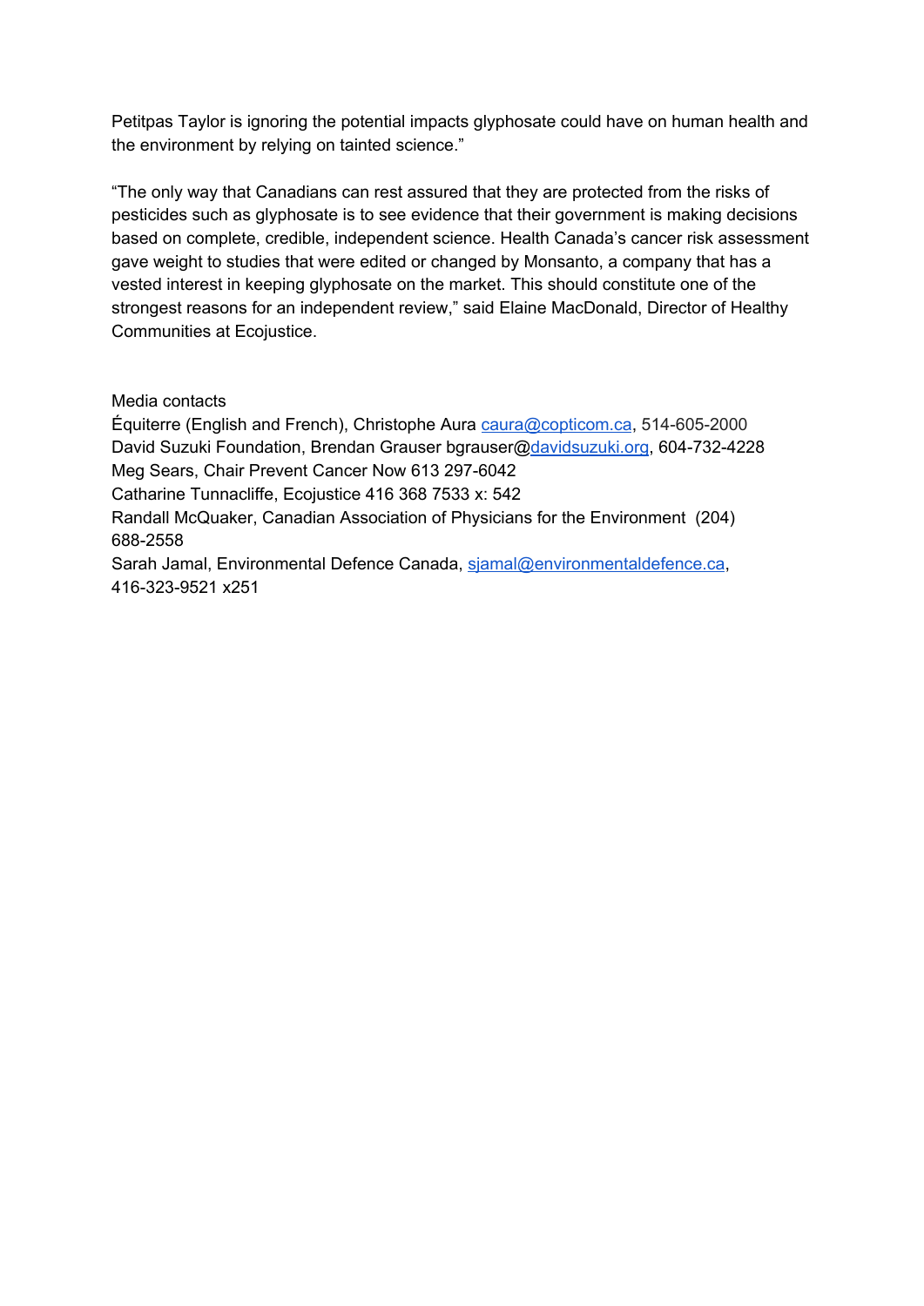Petitpas Taylor is ignoring the potential impacts glyphosate could have on human health and the environment by relying on tainted science."

"The only way that Canadians can rest assured that they are protected from the risks of pesticides such as glyphosate is to see evidence that their government is making decisions based on complete, credible, independent science. Health Canada's cancer risk assessment gave weight to studies that were edited or changed by Monsanto, a company that has a vested interest in keeping glyphosate on the market. This should constitute one of the strongest reasons for an independent review," said Elaine MacDonald, Director of Healthy Communities at Ecojustice.

Media contacts
Équiterre (English and French), Christophe Aura caura@copticom.ca, 514-605-2000
David Suzuki Foundation, Brendan Grauser bgrauser@davidsuzuki.org, 604-732-4228
Meg Sears, Chair Prevent Cancer Now 613 297-6042
Catharine Tunnacliffe, Ecojustice 416 368 7533 x: 542
Randall McQuaker, Canadian Association of Physicians for the Environment (204) 688-2558
Sarah Jamal, Environmental Defence Canada, sjamal@environmentaldefence.ca, 416-323-9521 x251